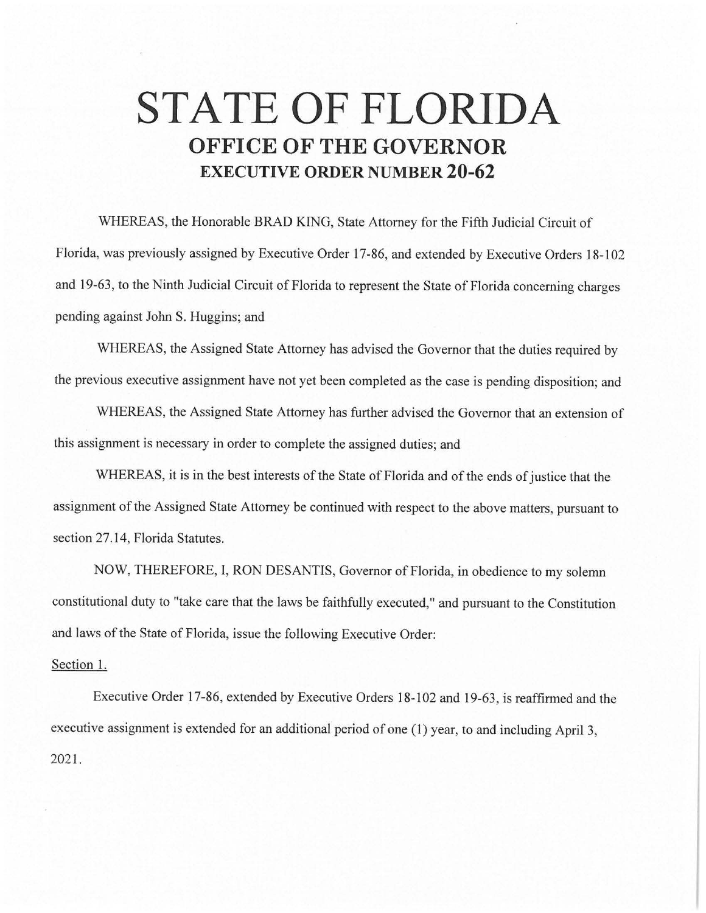# STATE OF FLORIDA

## OFFICE OF THE GOVERNOR

### EXECUTIVE ORDER NUMBER 20-62

WHEREAS, the Honorable BRAD KING, State Attorney for the Fifth Judicial Circuit of Florida, was previously assigned by Executive Order 17-86, and extended by Executive Orders 18-102 and 19-63, to the Ninth Judicial Circuit of Florida to represent the State of Florida concerning charges pending against John S. Huggins; and

WHEREAS, the Assigned State Attorney has advised the Governor that the duties required by the previous executive assignment have not yet been completed as the case is pending disposition; and

WHEREAS, the Assigned State Attorney has further advised the Governor that an extension of this assignment is necessary in order to complete the assigned duties; and

WHEREAS, it is in the best interests of the State of Florida and of the ends of justice that the assignment of the Assigned State Attorney be continued with respect to the above matters, pursuant to section 27.14, Florida Statutes.

NOW, THEREFORE, I, RON DESANTIS, Governor of Florida, in obedience to my solemn constitutional duty to "take care that the laws be faithfully executed," and pursuant to the Constitution and laws of the State of Florida, issue the following Executive Order:

Section 1.

Executive Order 17-86, extended by Executive Orders 18-102 and 19-63, is reaffirmed and the executive assignment is extended for an additional period of one (1) year, to and including April 3, 2021.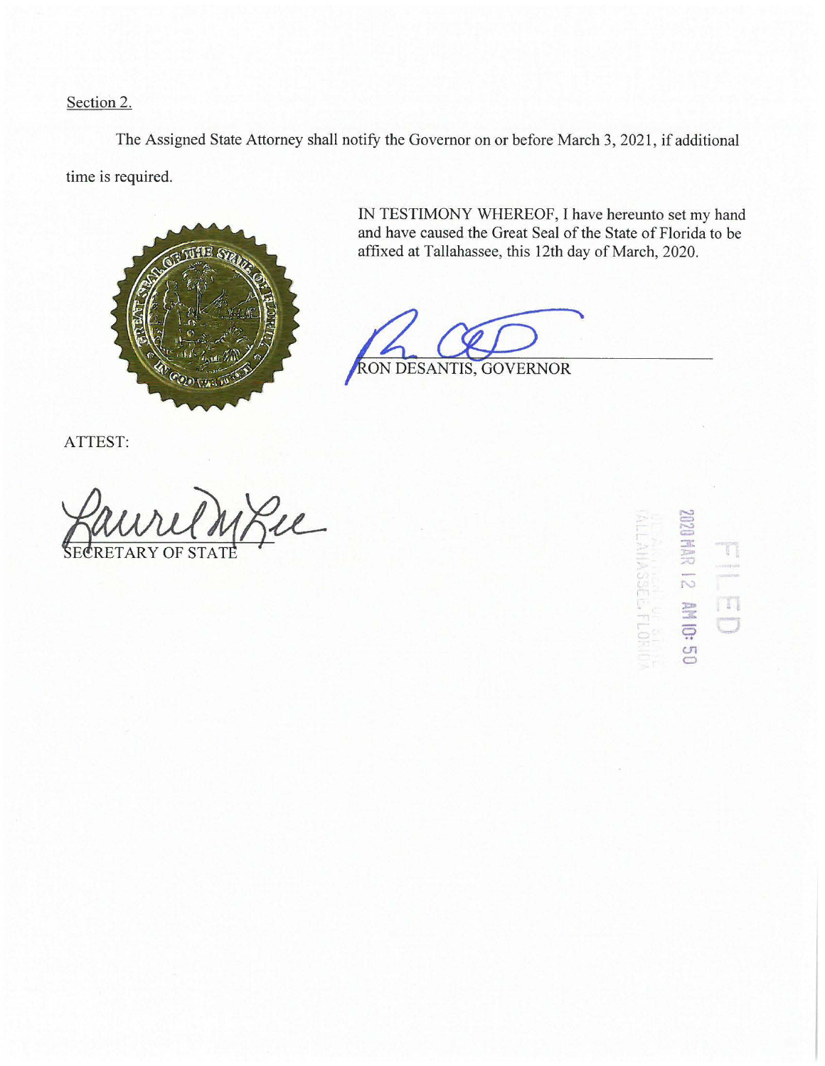Section 2.

The Assigned State Attorney shall notify the Governor on or before March 3, 2021, if additional time is required.

IN TESTIMONY WHEREOF, I have hereunto set my hand and have caused the Great Seal of the State of Florida to be affixed at Tallahassee, this 12th day of March, 2020.

RON DESANTIS, GOVERNOR

ATTEST:

SECRETARY OF STATE

FILED

2020 MAR 12 AM 10: 50

DEPARTMENT OF STATE
TALLAHASSEE, FLORIDA